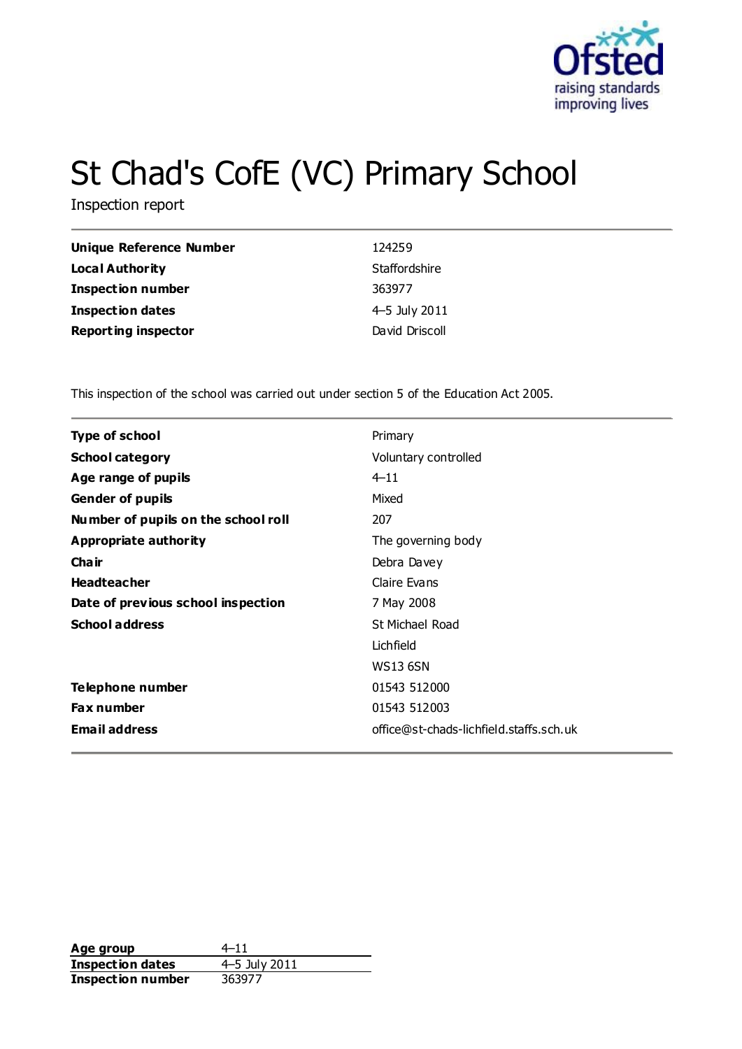# St Chad's CofE (VC) Primary School

Inspection report

| | |
|---|---|
| **Unique Reference Number** | 124259 |
| **Local Authority** | Staffordshire |
| **Inspection number** | 363977 |
| **Inspection dates** | 4–5 July 2011 |
| **Reporting inspector** | David Driscoll |

This inspection of the school was carried out under section 5 of the Education Act 2005.

| | |
|---|---|
| **Type of school** | Primary |
| **School category** | Voluntary controlled |
| **Age range of pupils** | 4–11 |
| **Gender of pupils** | Mixed |
| **Number of pupils on the school roll** | 207 |
| **Appropriate authority** | The governing body |
| **Chair** | Debra Davey |
| **Headteacher** | Claire Evans |
| **Date of previous school inspection** | 7 May 2008 |
| **School address** | St Michael Road<br>Lichfield<br>WS13 6SN |
| **Telephone number** | 01543 512000 |
| **Fax number** | 01543 512003 |
| **Email address** | office@st-chads-lichfield.staffs.sch.uk |

| | |
|---|---|
| **Age group** | 4–11 |
| **Inspection dates** | 4–5 July 2011 |
| **Inspection number** | 363977 |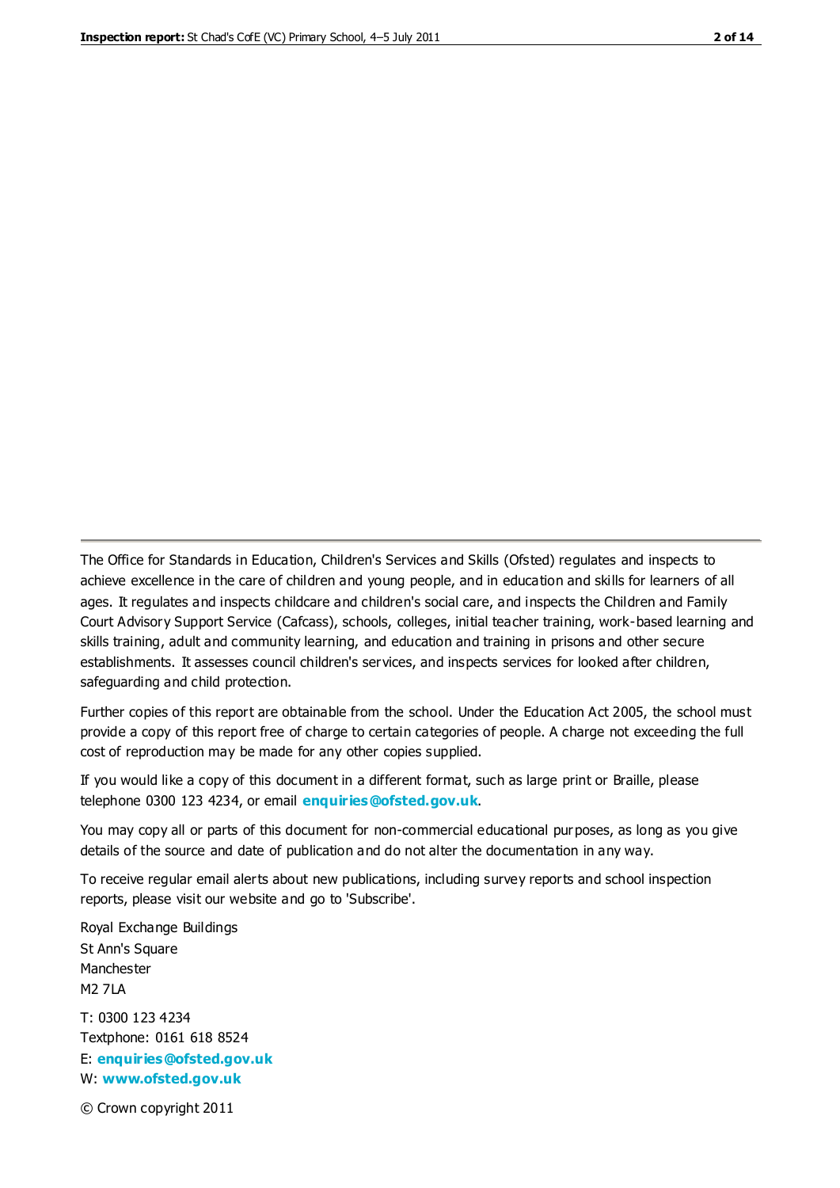The Office for Standards in Education, Children's Services and Skills (Ofsted) regulates and inspects to achieve excellence in the care of children and young people, and in education and skills for learners of all ages. It regulates and inspects childcare and children's social care, and inspects the Children and Family Court Advisory Support Service (Cafcass), schools, colleges, initial teacher training, work-based learning and skills training, adult and community learning, and education and training in prisons and other secure establishments. It assesses council children's services, and inspects services for looked after children, safeguarding and child protection.

Further copies of this report are obtainable from the school. Under the Education Act 2005, the school must provide a copy of this report free of charge to certain categories of people. A charge not exceeding the full cost of reproduction may be made for any other copies supplied.

If you would like a copy of this document in a different format, such as large print or Braille, please telephone 0300 123 4234, or email **enquiries@ofsted.gov.uk**.

You may copy all or parts of this document for non-commercial educational purposes, as long as you give details of the source and date of publication and do not alter the documentation in any way.

To receive regular email alerts about new publications, including survey reports and school inspection reports, please visit our website and go to 'Subscribe'.

Royal Exchange Buildings
St Ann's Square
Manchester
M2 7LA

T: 0300 123 4234
Textphone: 0161 618 8524
E: **enquiries@ofsted.gov.uk**
W: **www.ofsted.gov.uk**

© Crown copyright 2011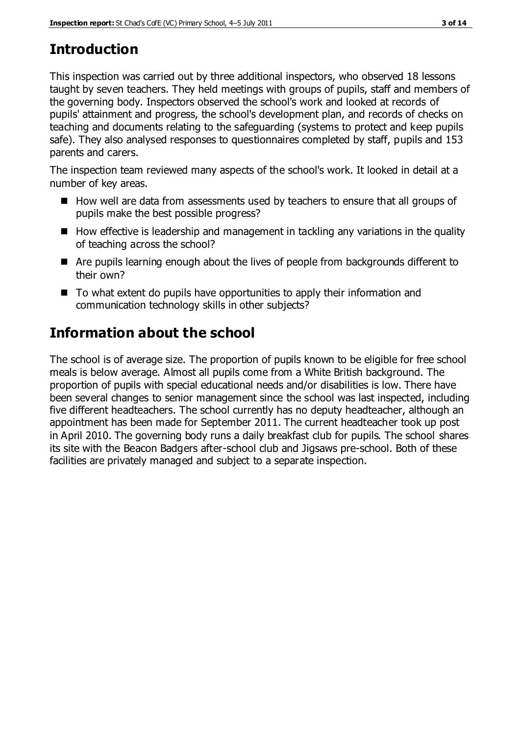## Introduction

This inspection was carried out by three additional inspectors, who observed 18 lessons taught by seven teachers. They held meetings with groups of pupils, staff and members of the governing body. Inspectors observed the school's work and looked at records of pupils' attainment and progress, the school's development plan, and records of checks on teaching and documents relating to the safeguarding (systems to protect and keep pupils safe). They also analysed responses to questionnaires completed by staff, pupils and 153 parents and carers.

The inspection team reviewed many aspects of the school's work. It looked in detail at a number of key areas.

- How well are data from assessments used by teachers to ensure that all groups of pupils make the best possible progress?
- How effective is leadership and management in tackling any variations in the quality of teaching across the school?
- Are pupils learning enough about the lives of people from backgrounds different to their own?
- To what extent do pupils have opportunities to apply their information and communication technology skills in other subjects?

## Information about the school

The school is of average size. The proportion of pupils known to be eligible for free school meals is below average. Almost all pupils come from a White British background. The proportion of pupils with special educational needs and/or disabilities is low. There have been several changes to senior management since the school was last inspected, including five different headteachers. The school currently has no deputy headteacher, although an appointment has been made for September 2011. The current headteacher took up post in April 2010. The governing body runs a daily breakfast club for pupils. The school shares its site with the Beacon Badgers after-school club and Jigsaws pre-school. Both of these facilities are privately managed and subject to a separate inspection.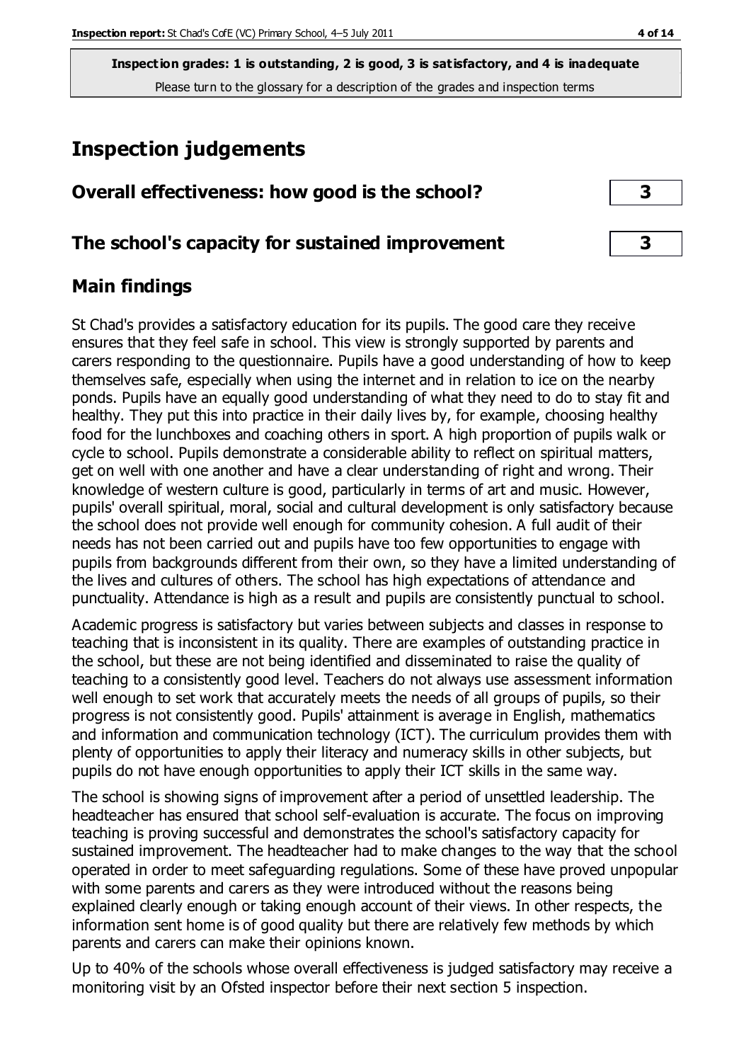**Inspection grades: 1 is outstanding, 2 is good, 3 is satisfactory, and 4 is inadequate**
Please turn to the glossary for a description of the grades and inspection terms

# Inspection judgements

## Overall effectiveness: how good is the school? 3

## The school's capacity for sustained improvement 3

## Main findings

St Chad's provides a satisfactory education for its pupils. The good care they receive ensures that they feel safe in school. This view is strongly supported by parents and carers responding to the questionnaire. Pupils have a good understanding of how to keep themselves safe, especially when using the internet and in relation to ice on the nearby ponds. Pupils have an equally good understanding of what they need to do to stay fit and healthy. They put this into practice in their daily lives by, for example, choosing healthy food for the lunchboxes and coaching others in sport. A high proportion of pupils walk or cycle to school. Pupils demonstrate a considerable ability to reflect on spiritual matters, get on well with one another and have a clear understanding of right and wrong. Their knowledge of western culture is good, particularly in terms of art and music. However, pupils' overall spiritual, moral, social and cultural development is only satisfactory because the school does not provide well enough for community cohesion. A full audit of their needs has not been carried out and pupils have too few opportunities to engage with pupils from backgrounds different from their own, so they have a limited understanding of the lives and cultures of others. The school has high expectations of attendance and punctuality. Attendance is high as a result and pupils are consistently punctual to school.

Academic progress is satisfactory but varies between subjects and classes in response to teaching that is inconsistent in its quality. There are examples of outstanding practice in the school, but these are not being identified and disseminated to raise the quality of teaching to a consistently good level. Teachers do not always use assessment information well enough to set work that accurately meets the needs of all groups of pupils, so their progress is not consistently good. Pupils' attainment is average in English, mathematics and information and communication technology (ICT). The curriculum provides them with plenty of opportunities to apply their literacy and numeracy skills in other subjects, but pupils do not have enough opportunities to apply their ICT skills in the same way.

The school is showing signs of improvement after a period of unsettled leadership. The headteacher has ensured that school self-evaluation is accurate. The focus on improving teaching is proving successful and demonstrates the school's satisfactory capacity for sustained improvement. The headteacher had to make changes to the way that the school operated in order to meet safeguarding regulations. Some of these have proved unpopular with some parents and carers as they were introduced without the reasons being explained clearly enough or taking enough account of their views. In other respects, the information sent home is of good quality but there are relatively few methods by which parents and carers can make their opinions known.

Up to 40% of the schools whose overall effectiveness is judged satisfactory may receive a monitoring visit by an Ofsted inspector before their next section 5 inspection.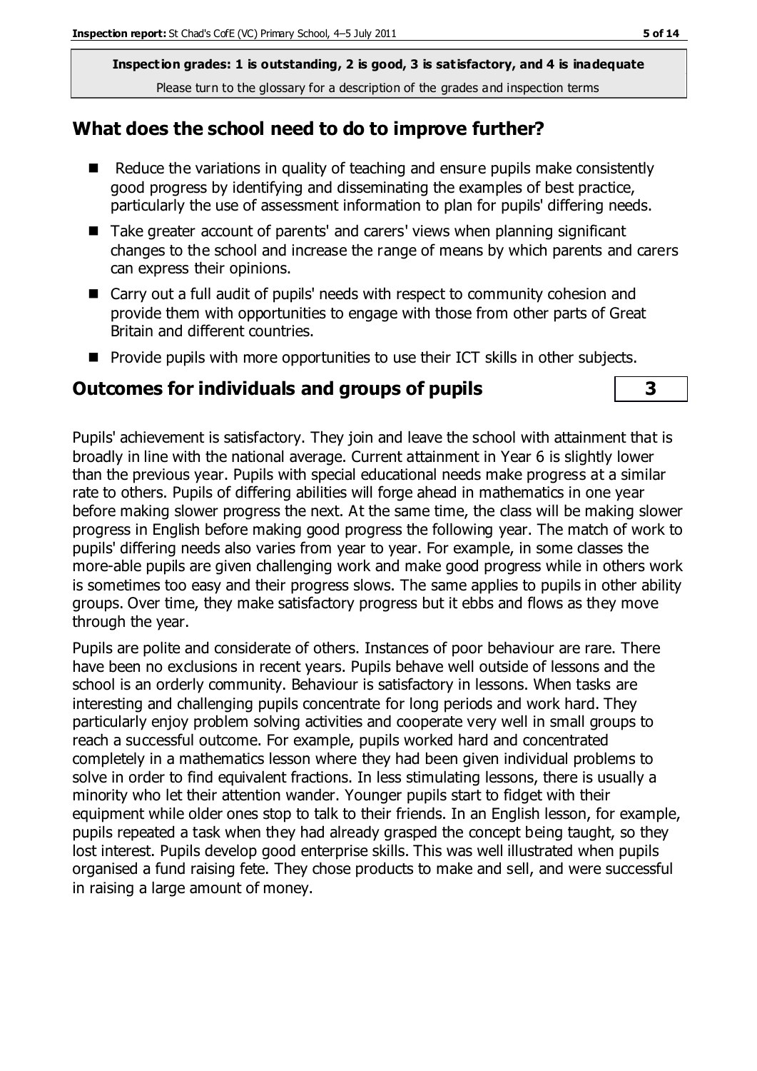**Inspection grades: 1 is outstanding, 2 is good, 3 is satisfactory, and 4 is inadequate**
Please turn to the glossary for a description of the grades and inspection terms

## What does the school need to do to improve further?

- Reduce the variations in quality of teaching and ensure pupils make consistently good progress by identifying and disseminating the examples of best practice, particularly the use of assessment information to plan for pupils' differing needs.
- Take greater account of parents' and carers' views when planning significant changes to the school and increase the range of means by which parents and carers can express their opinions.
- Carry out a full audit of pupils' needs with respect to community cohesion and provide them with opportunities to engage with those from other parts of Great Britain and different countries.
- Provide pupils with more opportunities to use their ICT skills in other subjects.

## Outcomes for individuals and groups of pupils — 3

Pupils' achievement is satisfactory. They join and leave the school with attainment that is broadly in line with the national average. Current attainment in Year 6 is slightly lower than the previous year. Pupils with special educational needs make progress at a similar rate to others. Pupils of differing abilities will forge ahead in mathematics in one year before making slower progress the next. At the same time, the class will be making slower progress in English before making good progress the following year. The match of work to pupils' differing needs also varies from year to year. For example, in some classes the more-able pupils are given challenging work and make good progress while in others work is sometimes too easy and their progress slows. The same applies to pupils in other ability groups. Over time, they make satisfactory progress but it ebbs and flows as they move through the year.

Pupils are polite and considerate of others. Instances of poor behaviour are rare. There have been no exclusions in recent years. Pupils behave well outside of lessons and the school is an orderly community. Behaviour is satisfactory in lessons. When tasks are interesting and challenging pupils concentrate for long periods and work hard. They particularly enjoy problem solving activities and cooperate very well in small groups to reach a successful outcome. For example, pupils worked hard and concentrated completely in a mathematics lesson where they had been given individual problems to solve in order to find equivalent fractions. In less stimulating lessons, there is usually a minority who let their attention wander. Younger pupils start to fidget with their equipment while older ones stop to talk to their friends. In an English lesson, for example, pupils repeated a task when they had already grasped the concept being taught, so they lost interest. Pupils develop good enterprise skills. This was well illustrated when pupils organised a fund raising fete. They chose products to make and sell, and were successful in raising a large amount of money.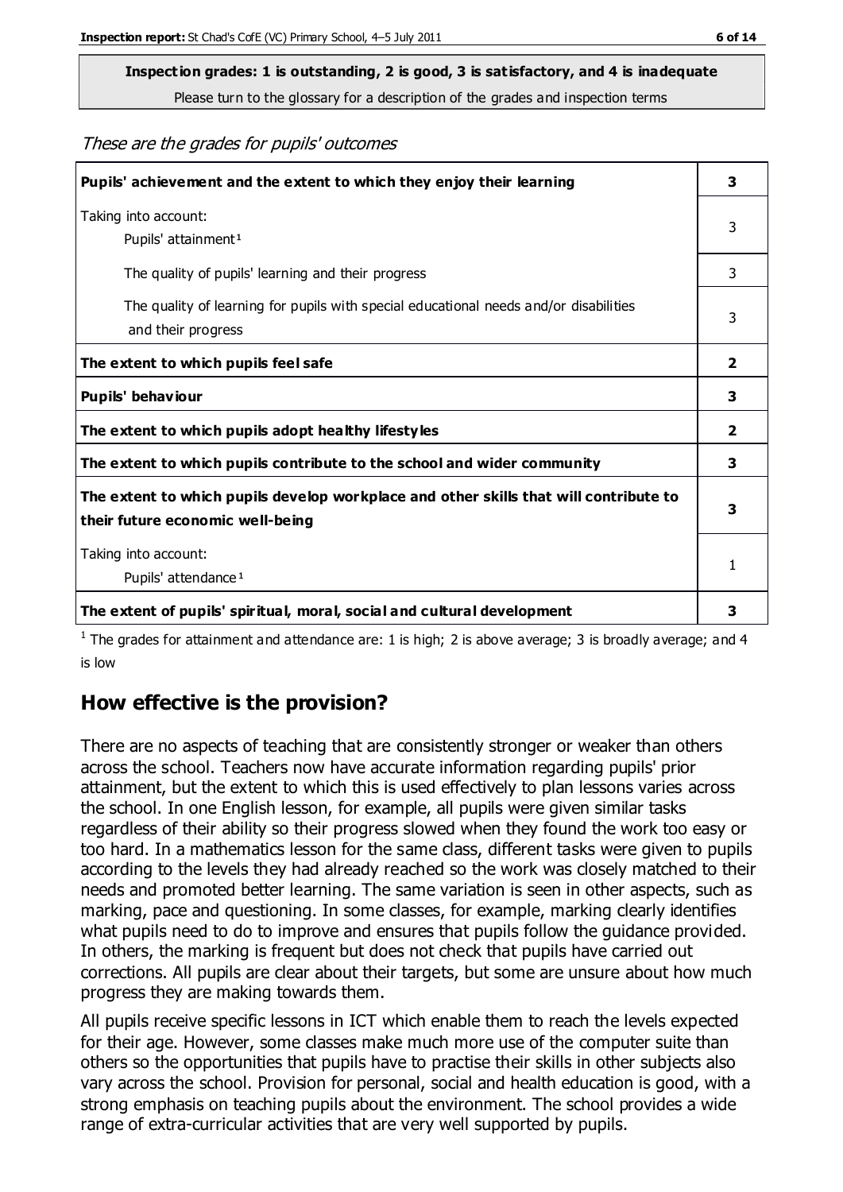**Inspection grades: 1 is outstanding, 2 is good, 3 is satisfactory, and 4 is inadequate**

Please turn to the glossary for a description of the grades and inspection terms

*These are the grades for pupils' outcomes*

| | |
|---|---|
| **Pupils' achievement and the extent to which they enjoy their learning** | **3** |
| Taking into account: Pupils' attainment[1] | 3 |
| The quality of pupils' learning and their progress | 3 |
| The quality of learning for pupils with special educational needs and/or disabilities and their progress | 3 |
| **The extent to which pupils feel safe** | **2** |
| **Pupils' behaviour** | **3** |
| **The extent to which pupils adopt healthy lifestyles** | **2** |
| **The extent to which pupils contribute to the school and wider community** | **3** |
| **The extent to which pupils develop workplace and other skills that will contribute to their future economic well-being** | **3** |
| Taking into account: Pupils' attendance[1] | 1 |
| **The extent of pupils' spiritual, moral, social and cultural development** | **3** |

[1] The grades for attainment and attendance are: 1 is high; 2 is above average; 3 is broadly average; and 4 is low

## How effective is the provision?

There are no aspects of teaching that are consistently stronger or weaker than others across the school. Teachers now have accurate information regarding pupils' prior attainment, but the extent to which this is used effectively to plan lessons varies across the school. In one English lesson, for example, all pupils were given similar tasks regardless of their ability so their progress slowed when they found the work too easy or too hard. In a mathematics lesson for the same class, different tasks were given to pupils according to the levels they had already reached so the work was closely matched to their needs and promoted better learning. The same variation is seen in other aspects, such as marking, pace and questioning. In some classes, for example, marking clearly identifies what pupils need to do to improve and ensures that pupils follow the guidance provided. In others, the marking is frequent but does not check that pupils have carried out corrections. All pupils are clear about their targets, but some are unsure about how much progress they are making towards them.

All pupils receive specific lessons in ICT which enable them to reach the levels expected for their age. However, some classes make much more use of the computer suite than others so the opportunities that pupils have to practise their skills in other subjects also vary across the school. Provision for personal, social and health education is good, with a strong emphasis on teaching pupils about the environment. The school provides a wide range of extra-curricular activities that are very well supported by pupils.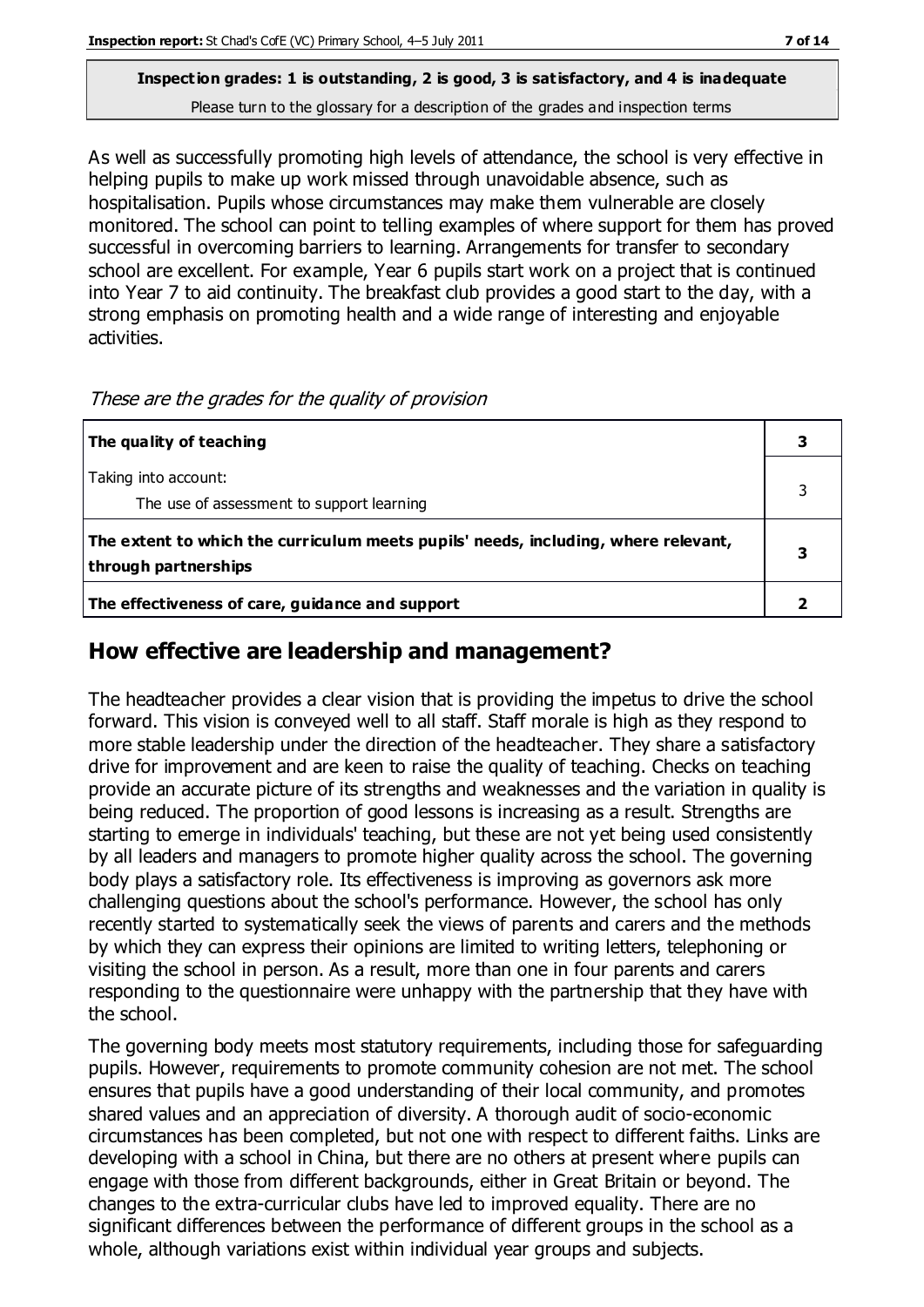**Inspection grades: 1 is outstanding, 2 is good, 3 is satisfactory, and 4 is inadequate**
Please turn to the glossary for a description of the grades and inspection terms

As well as successfully promoting high levels of attendance, the school is very effective in helping pupils to make up work missed through unavoidable absence, such as hospitalisation. Pupils whose circumstances may make them vulnerable are closely monitored. The school can point to telling examples of where support for them has proved successful in overcoming barriers to learning. Arrangements for transfer to secondary school are excellent. For example, Year 6 pupils start work on a project that is continued into Year 7 to aid continuity. The breakfast club provides a good start to the day, with a strong emphasis on promoting health and a wide range of interesting and enjoyable activities.

*These are the grades for the quality of provision*

| | |
|---|---|
| **The quality of teaching** | **3** |
| Taking into account:<br>The use of assessment to support learning | 3 |
| **The extent to which the curriculum meets pupils' needs, including, where relevant, through partnerships** | **3** |
| **The effectiveness of care, guidance and support** | **2** |

## How effective are leadership and management?

The headteacher provides a clear vision that is providing the impetus to drive the school forward. This vision is conveyed well to all staff. Staff morale is high as they respond to more stable leadership under the direction of the headteacher. They share a satisfactory drive for improvement and are keen to raise the quality of teaching. Checks on teaching provide an accurate picture of its strengths and weaknesses and the variation in quality is being reduced. The proportion of good lessons is increasing as a result. Strengths are starting to emerge in individuals' teaching, but these are not yet being used consistently by all leaders and managers to promote higher quality across the school. The governing body plays a satisfactory role. Its effectiveness is improving as governors ask more challenging questions about the school's performance. However, the school has only recently started to systematically seek the views of parents and carers and the methods by which they can express their opinions are limited to writing letters, telephoning or visiting the school in person. As a result, more than one in four parents and carers responding to the questionnaire were unhappy with the partnership that they have with the school.

The governing body meets most statutory requirements, including those for safeguarding pupils. However, requirements to promote community cohesion are not met. The school ensures that pupils have a good understanding of their local community, and promotes shared values and an appreciation of diversity. A thorough audit of socio-economic circumstances has been completed, but not one with respect to different faiths. Links are developing with a school in China, but there are no others at present where pupils can engage with those from different backgrounds, either in Great Britain or beyond. The changes to the extra-curricular clubs have led to improved equality. There are no significant differences between the performance of different groups in the school as a whole, although variations exist within individual year groups and subjects.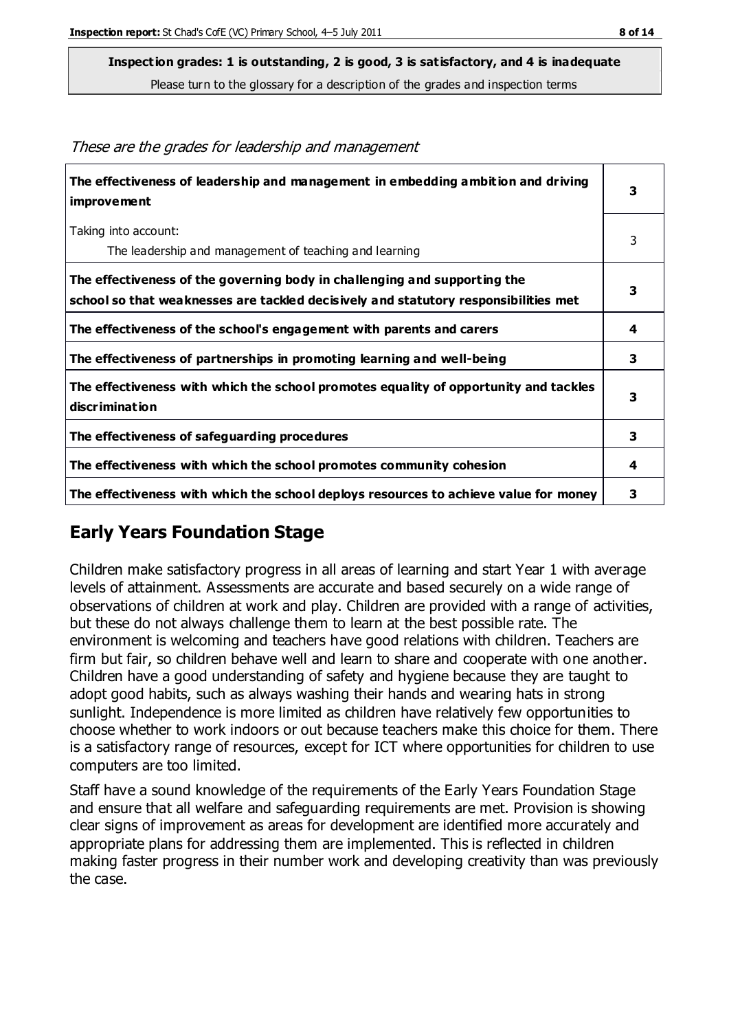**Inspection grades: 1 is outstanding, 2 is good, 3 is satisfactory, and 4 is inadequate**
Please turn to the glossary for a description of the grades and inspection terms

*These are the grades for leadership and management*

| | |
|---|---|
| **The effectiveness of leadership and management in embedding ambition and driving improvement** | **3** |
| Taking into account: The leadership and management of teaching and learning | 3 |
| **The effectiveness of the governing body in challenging and supporting the school so that weaknesses are tackled decisively and statutory responsibilities met** | **3** |
| **The effectiveness of the school's engagement with parents and carers** | **4** |
| **The effectiveness of partnerships in promoting learning and well-being** | **3** |
| **The effectiveness with which the school promotes equality of opportunity and tackles discrimination** | **3** |
| **The effectiveness of safeguarding procedures** | **3** |
| **The effectiveness with which the school promotes community cohesion** | **4** |
| **The effectiveness with which the school deploys resources to achieve value for money** | **3** |

## Early Years Foundation Stage

Children make satisfactory progress in all areas of learning and start Year 1 with average levels of attainment. Assessments are accurate and based securely on a wide range of observations of children at work and play. Children are provided with a range of activities, but these do not always challenge them to learn at the best possible rate. The environment is welcoming and teachers have good relations with children. Teachers are firm but fair, so children behave well and learn to share and cooperate with one another. Children have a good understanding of safety and hygiene because they are taught to adopt good habits, such as always washing their hands and wearing hats in strong sunlight. Independence is more limited as children have relatively few opportunities to choose whether to work indoors or out because teachers make this choice for them. There is a satisfactory range of resources, except for ICT where opportunities for children to use computers are too limited.

Staff have a sound knowledge of the requirements of the Early Years Foundation Stage and ensure that all welfare and safeguarding requirements are met. Provision is showing clear signs of improvement as areas for development are identified more accurately and appropriate plans for addressing them are implemented. This is reflected in children making faster progress in their number work and developing creativity than was previously the case.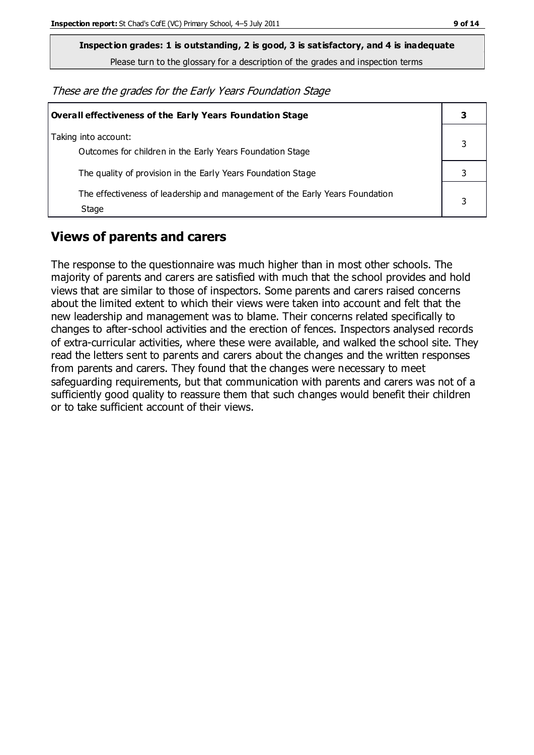**Inspection grades: 1 is outstanding, 2 is good, 3 is satisfactory, and 4 is inadequate**

Please turn to the glossary for a description of the grades and inspection terms

*These are the grades for the Early Years Foundation Stage*

| **Overall effectiveness of the Early Years Foundation Stage** | **3** |
|---|---|
| Taking into account:<br>Outcomes for children in the Early Years Foundation Stage | 3 |
| The quality of provision in the Early Years Foundation Stage | 3 |
| The effectiveness of leadership and management of the Early Years Foundation Stage | 3 |

## Views of parents and carers

The response to the questionnaire was much higher than in most other schools. The majority of parents and carers are satisfied with much that the school provides and hold views that are similar to those of inspectors. Some parents and carers raised concerns about the limited extent to which their views were taken into account and felt that the new leadership and management was to blame. Their concerns related specifically to changes to after-school activities and the erection of fences. Inspectors analysed records of extra-curricular activities, where these were available, and walked the school site. They read the letters sent to parents and carers about the changes and the written responses from parents and carers. They found that the changes were necessary to meet safeguarding requirements, but that communication with parents and carers was not of a sufficiently good quality to reassure them that such changes would benefit their children or to take sufficient account of their views.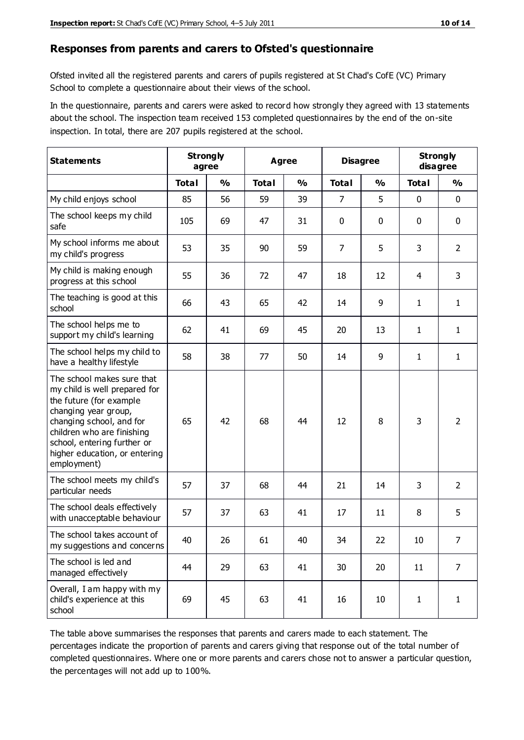## Responses from parents and carers to Ofsted's questionnaire

Ofsted invited all the registered parents and carers of pupils registered at St Chad's CofE (VC) Primary School to complete a questionnaire about their views of the school.

In the questionnaire, parents and carers were asked to record how strongly they agreed with 13 statements about the school. The inspection team received 153 completed questionnaires by the end of the on-site inspection. In total, there are 207 pupils registered at the school.

| **Statements** | **Strongly agree** | | **Agree** | | **Disagree** | | **Strongly disagree** | |
|---|---|---|---|---|---|---|---|---|
| | **Total** | **%** | **Total** | **%** | **Total** | **%** | **Total** | **%** |
| My child enjoys school | 85 | 56 | 59 | 39 | 7 | 5 | 0 | 0 |
| The school keeps my child safe | 105 | 69 | 47 | 31 | 0 | 0 | 0 | 0 |
| My school informs me about my child's progress | 53 | 35 | 90 | 59 | 7 | 5 | 3 | 2 |
| My child is making enough progress at this school | 55 | 36 | 72 | 47 | 18 | 12 | 4 | 3 |
| The teaching is good at this school | 66 | 43 | 65 | 42 | 14 | 9 | 1 | 1 |
| The school helps me to support my child's learning | 62 | 41 | 69 | 45 | 20 | 13 | 1 | 1 |
| The school helps my child to have a healthy lifestyle | 58 | 38 | 77 | 50 | 14 | 9 | 1 | 1 |
| The school makes sure that my child is well prepared for the future (for example changing year group, changing school, and for children who are finishing school, entering further or higher education, or entering employment) | 65 | 42 | 68 | 44 | 12 | 8 | 3 | 2 |
| The school meets my child's particular needs | 57 | 37 | 68 | 44 | 21 | 14 | 3 | 2 |
| The school deals effectively with unacceptable behaviour | 57 | 37 | 63 | 41 | 17 | 11 | 8 | 5 |
| The school takes account of my suggestions and concerns | 40 | 26 | 61 | 40 | 34 | 22 | 10 | 7 |
| The school is led and managed effectively | 44 | 29 | 63 | 41 | 30 | 20 | 11 | 7 |
| Overall, I am happy with my child's experience at this school | 69 | 45 | 63 | 41 | 16 | 10 | 1 | 1 |

The table above summarises the responses that parents and carers made to each statement. The percentages indicate the proportion of parents and carers giving that response out of the total number of completed questionnaires. Where one or more parents and carers chose not to answer a particular question, the percentages will not add up to 100%.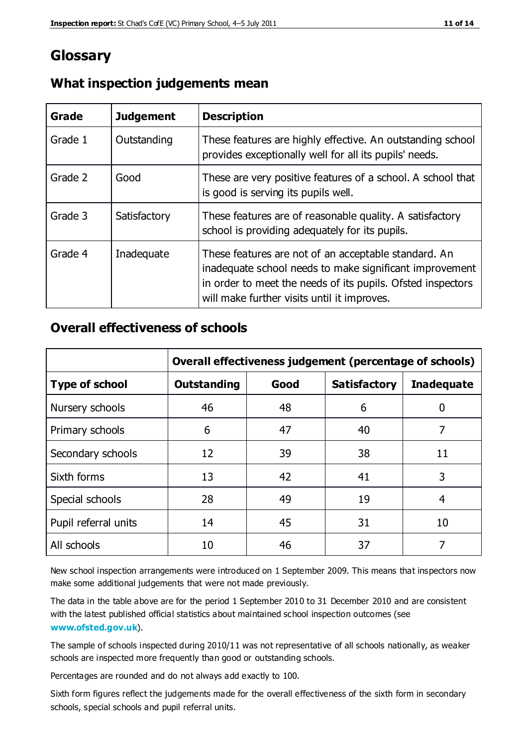# Glossary

## What inspection judgements mean

| Grade | Judgement | Description |
|---|---|---|
| Grade 1 | Outstanding | These features are highly effective. An outstanding school provides exceptionally well for all its pupils' needs. |
| Grade 2 | Good | These are very positive features of a school. A school that is good is serving its pupils well. |
| Grade 3 | Satisfactory | These features are of reasonable quality. A satisfactory school is providing adequately for its pupils. |
| Grade 4 | Inadequate | These features are not of an acceptable standard. An inadequate school needs to make significant improvement in order to meet the needs of its pupils. Ofsted inspectors will make further visits until it improves. |

## Overall effectiveness of schools

| | Overall effectiveness judgement (percentage of schools) | | | |
|---|---|---|---|---|
| **Type of school** | **Outstanding** | **Good** | **Satisfactory** | **Inadequate** |
| Nursery schools | 46 | 48 | 6 | 0 |
| Primary schools | 6 | 47 | 40 | 7 |
| Secondary schools | 12 | 39 | 38 | 11 |
| Sixth forms | 13 | 42 | 41 | 3 |
| Special schools | 28 | 49 | 19 | 4 |
| Pupil referral units | 14 | 45 | 31 | 10 |
| All schools | 10 | 46 | 37 | 7 |

New school inspection arrangements were introduced on 1 September 2009. This means that inspectors now make some additional judgements that were not made previously.

The data in the table above are for the period 1 September 2010 to 31 December 2010 and are consistent with the latest published official statistics about maintained school inspection outcomes (see **www.ofsted.gov.uk**).

The sample of schools inspected during 2010/11 was not representative of all schools nationally, as weaker schools are inspected more frequently than good or outstanding schools.

Percentages are rounded and do not always add exactly to 100.

Sixth form figures reflect the judgements made for the overall effectiveness of the sixth form in secondary schools, special schools and pupil referral units.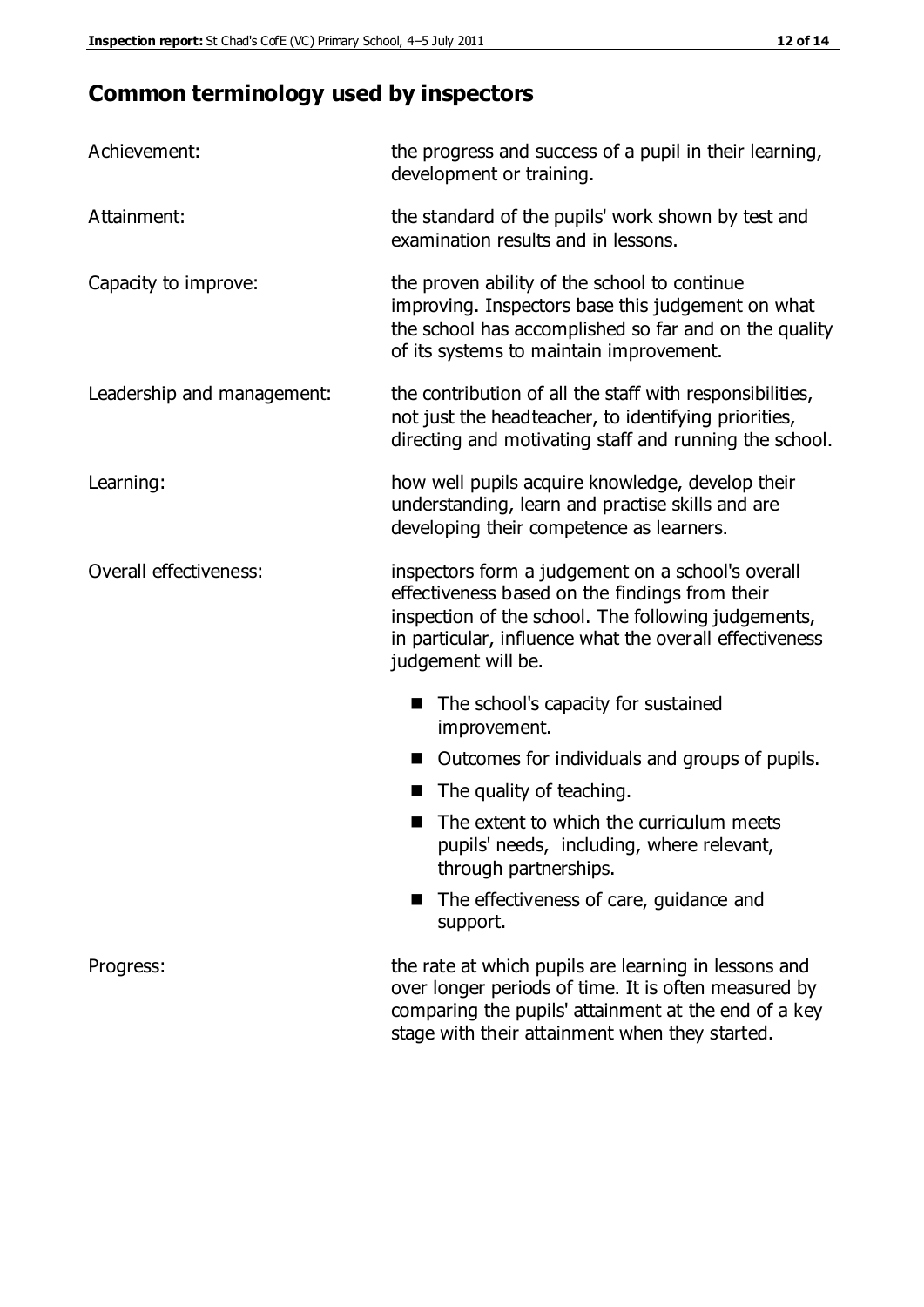## Common terminology used by inspectors

| | |
|---|---|
| Achievement: | the progress and success of a pupil in their learning, development or training. |
| Attainment: | the standard of the pupils' work shown by test and examination results and in lessons. |
| Capacity to improve: | the proven ability of the school to continue improving. Inspectors base this judgement on what the school has accomplished so far and on the quality of its systems to maintain improvement. |
| Leadership and management: | the contribution of all the staff with responsibilities, not just the headteacher, to identifying priorities, directing and motivating staff and running the school. |
| Learning: | how well pupils acquire knowledge, develop their understanding, learn and practise skills and are developing their competence as learners. |
| Overall effectiveness: | inspectors form a judgement on a school's overall effectiveness based on the findings from their inspection of the school. The following judgements, in particular, influence what the overall effectiveness judgement will be. <br> ■ The school's capacity for sustained improvement. <br> ■ Outcomes for individuals and groups of pupils. <br> ■ The quality of teaching. <br> ■ The extent to which the curriculum meets pupils' needs, including, where relevant, through partnerships. <br> ■ The effectiveness of care, guidance and support. |
| Progress: | the rate at which pupils are learning in lessons and over longer periods of time. It is often measured by comparing the pupils' attainment at the end of a key stage with their attainment when they started. |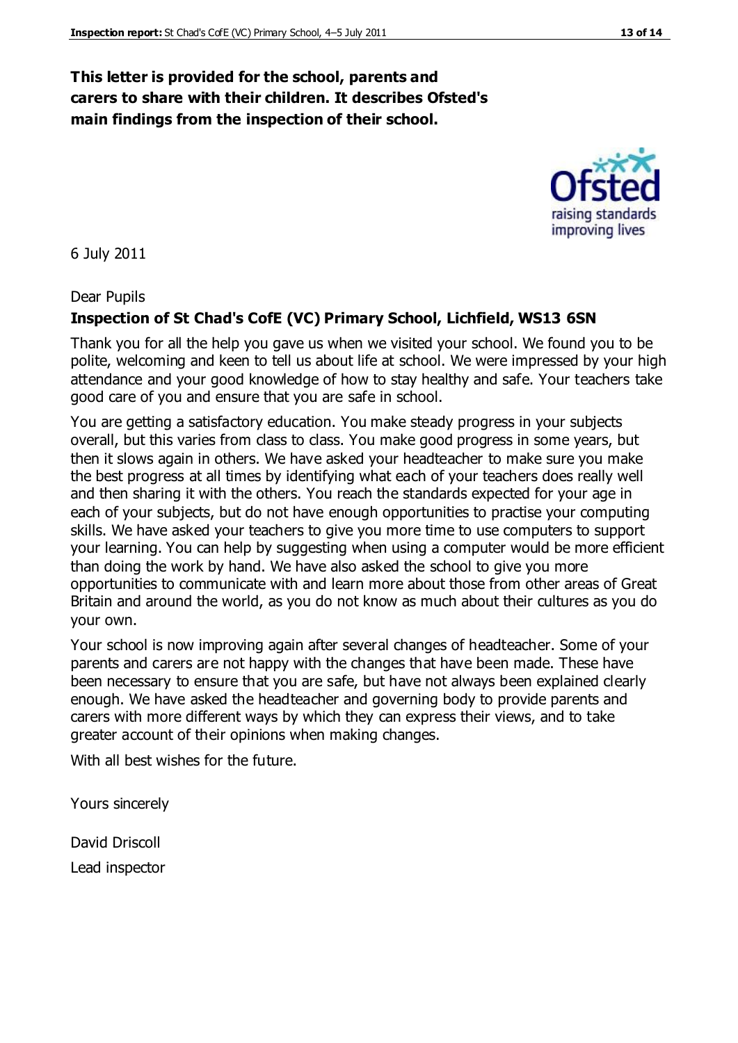**This letter is provided for the school, parents and carers to share with their children. It describes Ofsted's main findings from the inspection of their school.**

6 July 2011

Dear Pupils

**Inspection of St Chad's CofE (VC) Primary School, Lichfield, WS13 6SN**

Thank you for all the help you gave us when we visited your school. We found you to be polite, welcoming and keen to tell us about life at school. We were impressed by your high attendance and your good knowledge of how to stay healthy and safe. Your teachers take good care of you and ensure that you are safe in school.

You are getting a satisfactory education. You make steady progress in your subjects overall, but this varies from class to class. You make good progress in some years, but then it slows again in others. We have asked your headteacher to make sure you make the best progress at all times by identifying what each of your teachers does really well and then sharing it with the others. You reach the standards expected for your age in each of your subjects, but do not have enough opportunities to practise your computing skills. We have asked your teachers to give you more time to use computers to support your learning. You can help by suggesting when using a computer would be more efficient than doing the work by hand. We have also asked the school to give you more opportunities to communicate with and learn more about those from other areas of Great Britain and around the world, as you do not know as much about their cultures as you do your own.

Your school is now improving again after several changes of headteacher. Some of your parents and carers are not happy with the changes that have been made. These have been necessary to ensure that you are safe, but have not always been explained clearly enough. We have asked the headteacher and governing body to provide parents and carers with more different ways by which they can express their views, and to take greater account of their opinions when making changes.

With all best wishes for the future.

Yours sincerely

David Driscoll

Lead inspector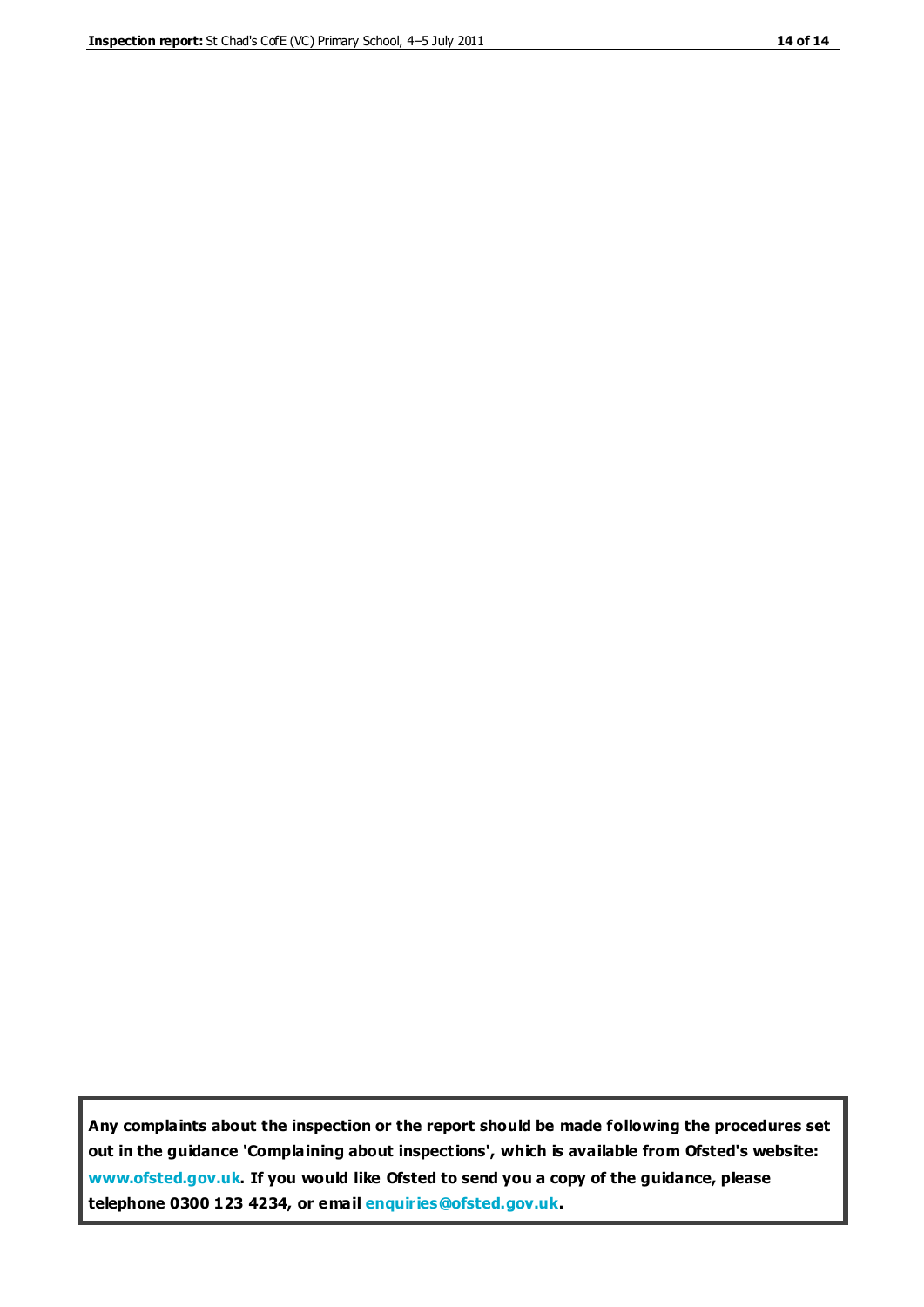**Any complaints about the inspection or the report should be made following the procedures set out in the guidance 'Complaining about inspections', which is available from Ofsted's website: www.ofsted.gov.uk. If you would like Ofsted to send you a copy of the guidance, please telephone 0300 123 4234, or email enquiries@ofsted.gov.uk.**